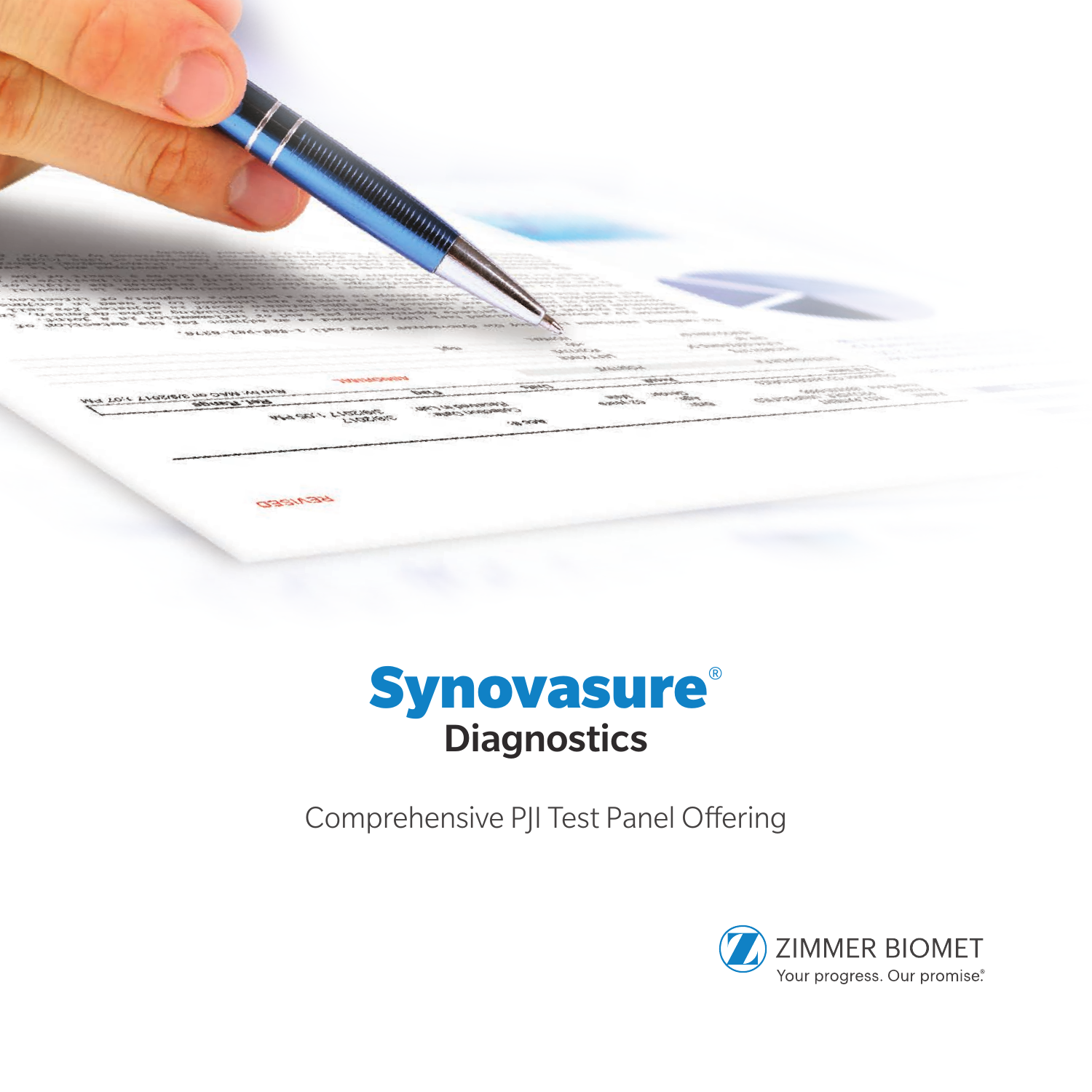# Synovasure® Diagnostics

Comprehensive PJI Test Panel Offering

ZIMMER BIOMET

Your progress. Our promise.®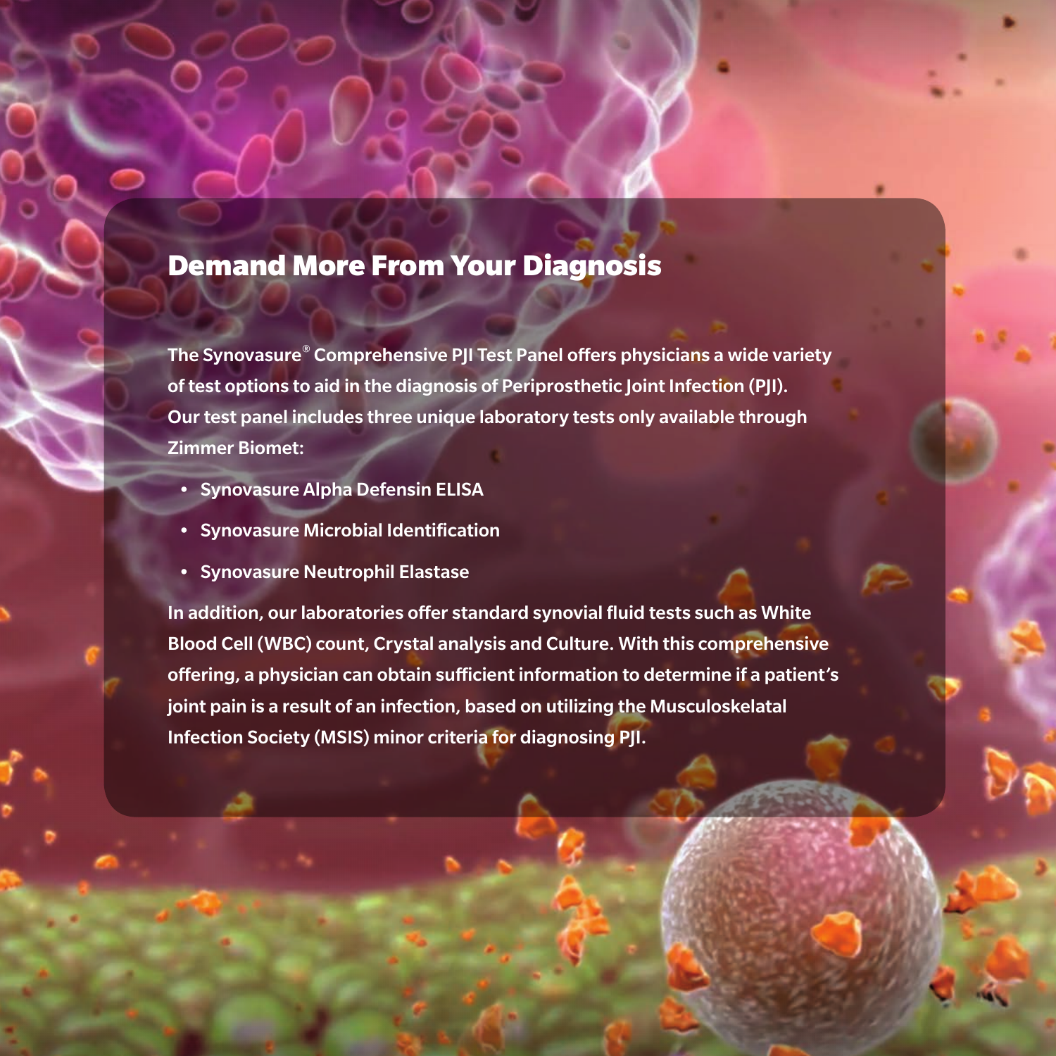## Demand More From Your Diagnosis

The Synovasure® Comprehensive PJI Test Panel offers physicians a wide variety of test options to aid in the diagnosis of Periprosthetic Joint Infection (PJI). Our test panel includes three unique laboratory tests only available through Zimmer Biomet:

- Synovasure Alpha Defensin ELISA
- Synovasure Microbial Identification
- Synovasure Neutrophil Elastase

In addition, our laboratories offer standard synovial fluid tests such as White Blood Cell (WBC) count, Crystal analysis and Culture. With this comprehensive offering, a physician can obtain sufficient information to determine if a patient's joint pain is a result of an infection, based on utilizing the Musculoskelatal Infection Society (MSIS) minor criteria for diagnosing PJI.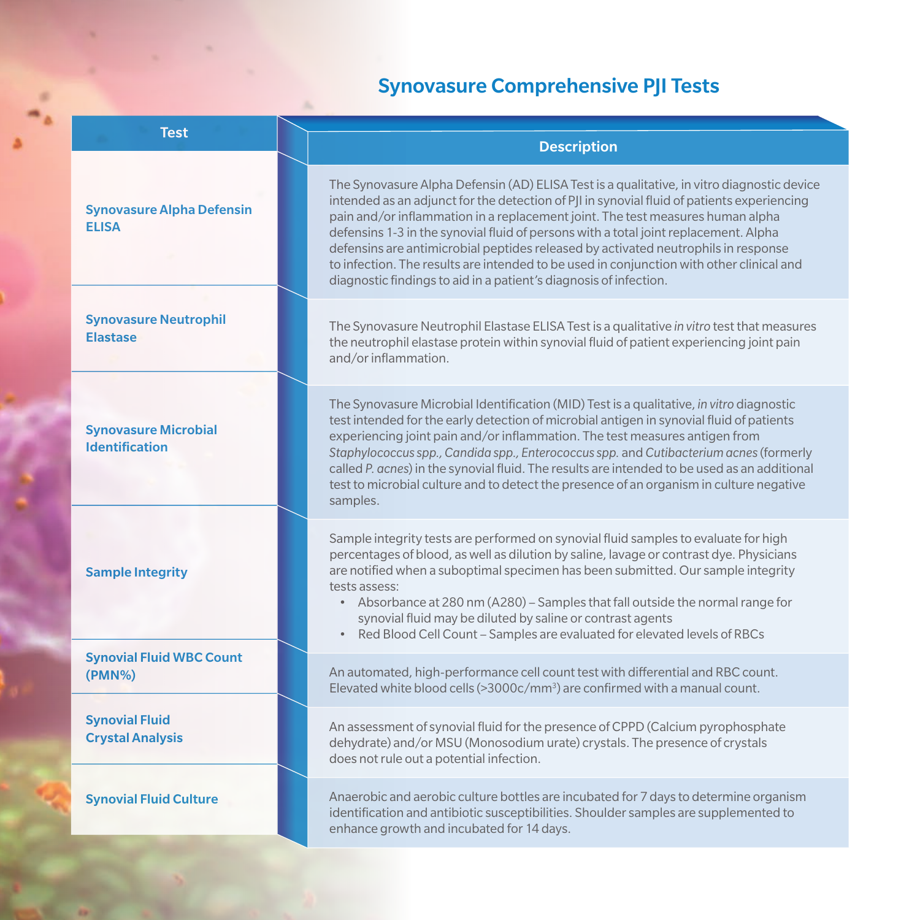## Synovasure Comprehensive PJI Tests

| Test | Description |
|---|---|
| **Synovasure Alpha Defensin ELISA** | The Synovasure Alpha Defensin (AD) ELISA Test is a qualitative, in vitro diagnostic device intended as an adjunct for the detection of PJI in synovial fluid of patients experiencing pain and/or inflammation in a replacement joint. The test measures human alpha defensins 1-3 in the synovial fluid of persons with a total joint replacement. Alpha defensins are antimicrobial peptides released by activated neutrophils in response to infection. The results are intended to be used in conjunction with other clinical and diagnostic findings to aid in a patient's diagnosis of infection. |
| **Synovasure Neutrophil Elastase** | The Synovasure Neutrophil Elastase ELISA Test is a qualitative *in vitro* test that measures the neutrophil elastase protein within synovial fluid of patient experiencing joint pain and/or inflammation. |
| **Synovasure Microbial Identification** | The Synovasure Microbial Identification (MID) Test is a qualitative, *in vitro* diagnostic test intended for the early detection of microbial antigen in synovial fluid of patients experiencing joint pain and/or inflammation. The test measures antigen from *Staphylococcus spp., Candida spp., Enterococcus spp.* and *Cutibacterium acnes* (formerly called *P. acnes*) in the synovial fluid. The results are intended to be used as an additional test to microbial culture and to detect the presence of an organism in culture negative samples. |
| **Sample Integrity** | Sample integrity tests are performed on synovial fluid samples to evaluate for high percentages of blood, as well as dilution by saline, lavage or contrast dye. Physicians are notified when a suboptimal specimen has been submitted. Our sample integrity tests assess: <br>• Absorbance at 280 nm (A280) – Samples that fall outside the normal range for synovial fluid may be diluted by saline or contrast agents <br>• Red Blood Cell Count – Samples are evaluated for elevated levels of RBCs |
| **Synovial Fluid WBC Count (PMN%)** | An automated, high-performance cell count test with differential and RBC count. Elevated white blood cells (>3000c/mm$^3$) are confirmed with a manual count. |
| **Synovial Fluid Crystal Analysis** | An assessment of synovial fluid for the presence of CPPD (Calcium pyrophosphate dehydrate) and/or MSU (Monosodium urate) crystals. The presence of crystals does not rule out a potential infection. |
| **Synovial Fluid Culture** | Anaerobic and aerobic culture bottles are incubated for 7 days to determine organism identification and antibiotic susceptibilities. Shoulder samples are supplemented to enhance growth and incubated for 14 days. |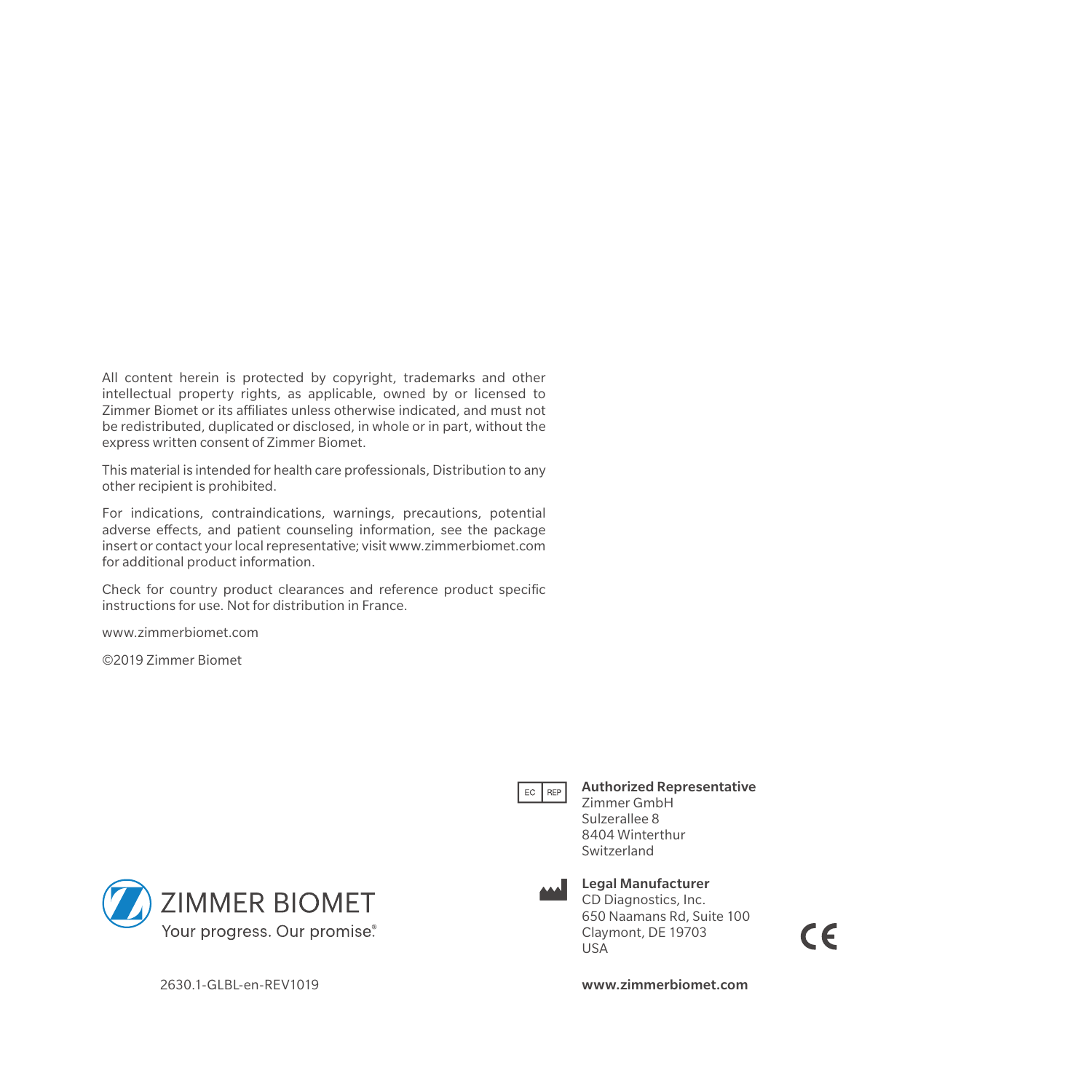All content herein is protected by copyright, trademarks and other intellectual property rights, as applicable, owned by or licensed to Zimmer Biomet or its affiliates unless otherwise indicated, and must not be redistributed, duplicated or disclosed, in whole or in part, without the express written consent of Zimmer Biomet.

This material is intended for health care professionals, Distribution to any other recipient is prohibited.

For indications, contraindications, warnings, precautions, potential adverse effects, and patient counseling information, see the package insert or contact your local representative; visit www.zimmerbiomet.com for additional product information.

Check for country product clearances and reference product specific instructions for use. Not for distribution in France.

www.zimmerbiomet.com

©2019 Zimmer Biomet

ZIMMER BIOMET

Your progress. Our promise.®

2630.1-GLBL-en-REV1019

EC REP

**Authorized Representative**
Zimmer GmbH
Sulzerallee 8
8404 Winterthur
Switzerland

**Legal Manufacturer**
CD Diagnostics, Inc.
650 Naamans Rd, Suite 100
Claymont, DE 19703
USA

CE

**www.zimmerbiomet.com**